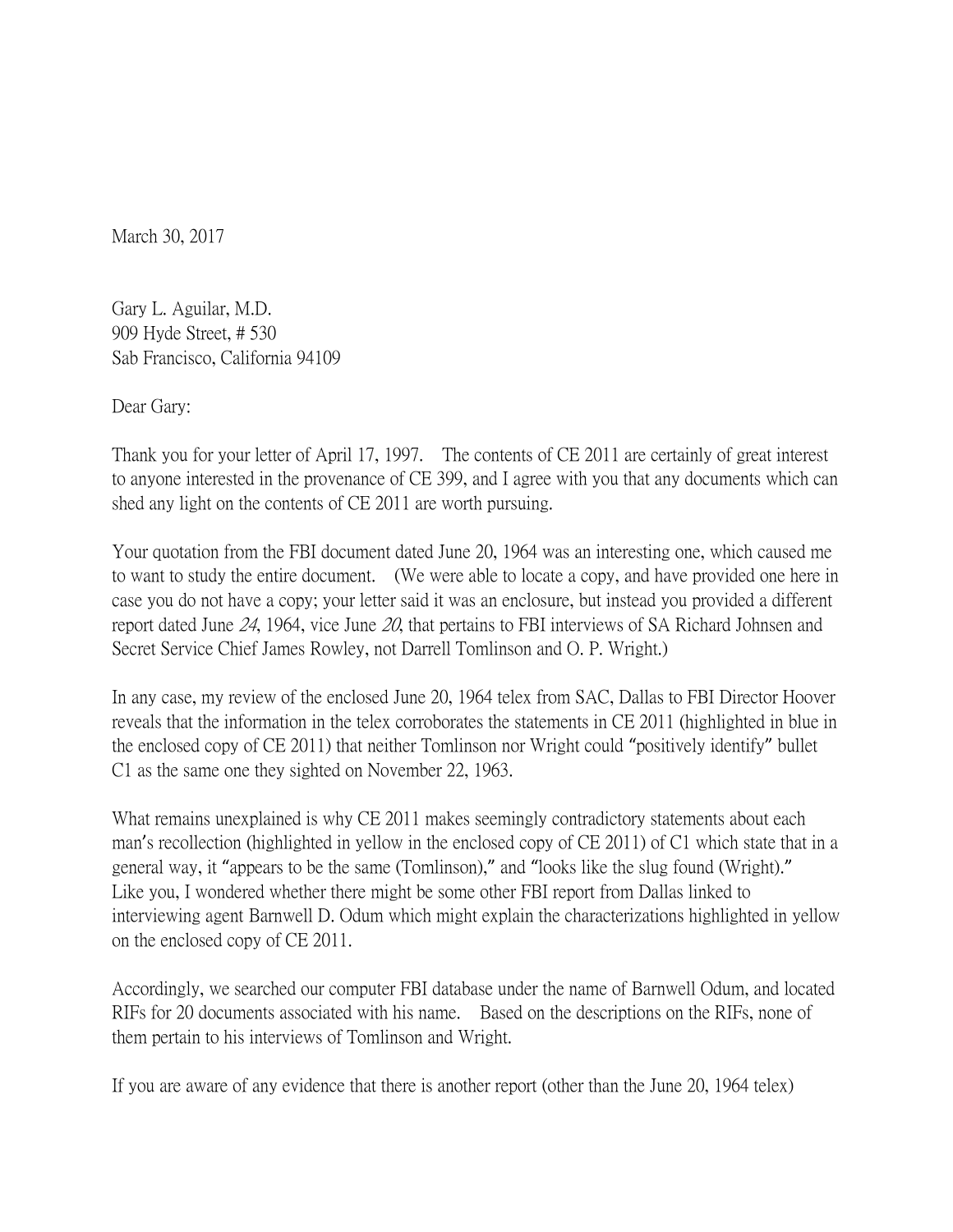March 30, 2017

Gary L. Aguilar, M.D.
909 Hyde Street, # 530
Sab Francisco, California 94109

Dear Gary:

Thank you for your letter of April 17, 1997. The contents of CE 2011 are certainly of great interest to anyone interested in the provenance of CE 399, and I agree with you that any documents which can shed any light on the contents of CE 2011 are worth pursuing.

Your quotation from the FBI document dated June 20, 1964 was an interesting one, which caused me to want to study the entire document. (We were able to locate a copy, and have provided one here in case you do not have a copy; your letter said it was an enclosure, but instead you provided a different report dated June *24*, 1964, vice June *20*, that pertains to FBI interviews of SA Richard Johnsen and Secret Service Chief James Rowley, not Darrell Tomlinson and O. P. Wright.)

In any case, my review of the enclosed June 20, 1964 telex from SAC, Dallas to FBI Director Hoover reveals that the information in the telex corroborates the statements in CE 2011 (highlighted in blue in the enclosed copy of CE 2011) that neither Tomlinson nor Wright could "positively identify" bullet C1 as the same one they sighted on November 22, 1963.

What remains unexplained is why CE 2011 makes seemingly contradictory statements about each man's recollection (highlighted in yellow in the enclosed copy of CE 2011) of C1 which state that in a general way, it "appears to be the same (Tomlinson)," and "looks like the slug found (Wright)." Like you, I wondered whether there might be some other FBI report from Dallas linked to interviewing agent Barnwell D. Odum which might explain the characterizations highlighted in yellow on the enclosed copy of CE 2011.

Accordingly, we searched our computer FBI database under the name of Barnwell Odum, and located RIFs for 20 documents associated with his name. Based on the descriptions on the RIFs, none of them pertain to his interviews of Tomlinson and Wright.

If you are aware of any evidence that there is another report (other than the June 20, 1964 telex)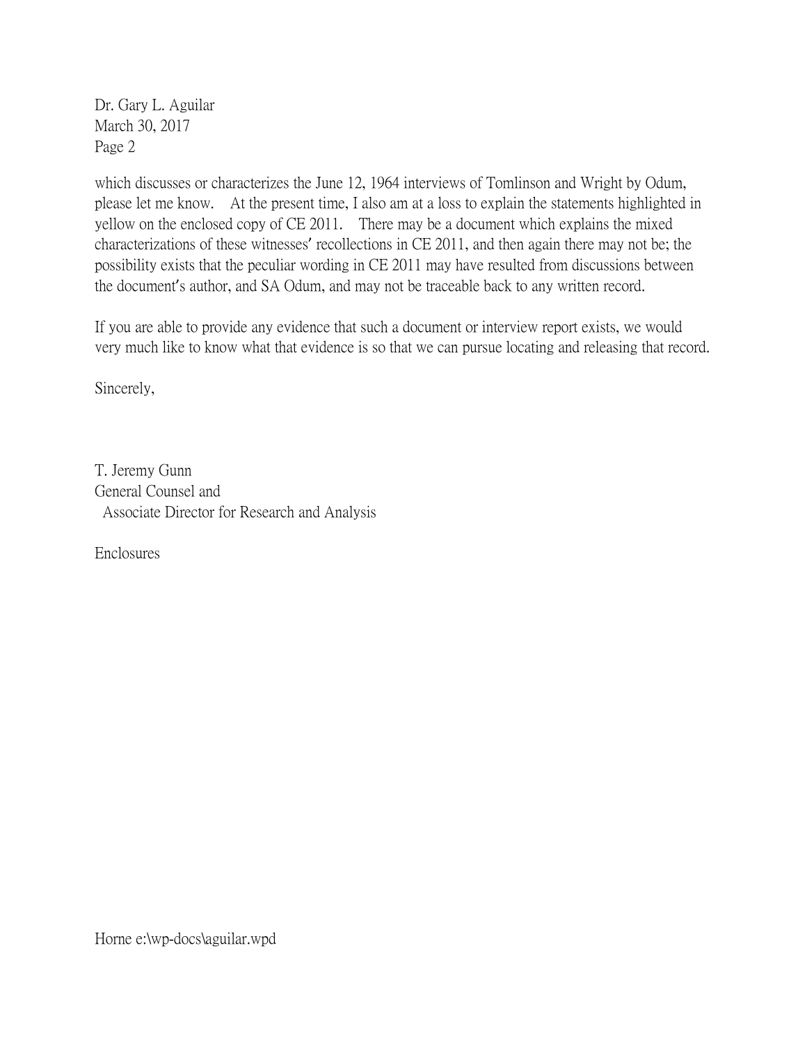Dr. Gary L. Aguilar
March 30, 2017
Page 2

which discusses or characterizes the June 12, 1964 interviews of Tomlinson and Wright by Odum, please let me know. At the present time, I also am at a loss to explain the statements highlighted in yellow on the enclosed copy of CE 2011. There may be a document which explains the mixed characterizations of these witnesses' recollections in CE 2011, and then again there may not be; the possibility exists that the peculiar wording in CE 2011 may have resulted from discussions between the document's author, and SA Odum, and may not be traceable back to any written record.

If you are able to provide any evidence that such a document or interview report exists, we would very much like to know what that evidence is so that we can pursue locating and releasing that record.

Sincerely,

T. Jeremy Gunn
General Counsel and
Associate Director for Research and Analysis

Enclosures

Horne e:\wp-docs\aguilar.wpd